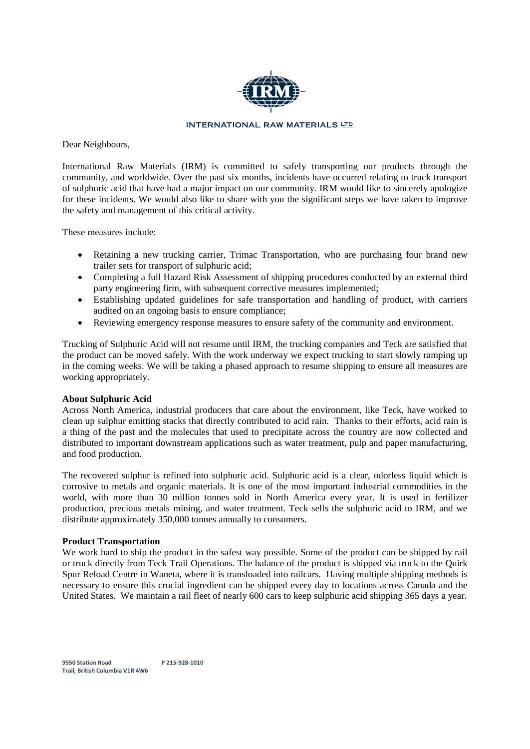INTERNATIONAL RAW MATERIALS LTD

Dear Neighbours,

International Raw Materials (IRM) is committed to safely transporting our products through the community, and worldwide. Over the past six months, incidents have occurred relating to truck transport of sulphuric acid that have had a major impact on our community. IRM would like to sincerely apologize for these incidents. We would also like to share with you the significant steps we have taken to improve the safety and management of this critical activity.

These measures include:

- Retaining a new trucking carrier, Trimac Transportation, who are purchasing four brand new trailer sets for transport of sulphuric acid;
- Completing a full Hazard Risk Assessment of shipping procedures conducted by an external third party engineering firm, with subsequent corrective measures implemented;
- Establishing updated guidelines for safe transportation and handling of product, with carriers audited on an ongoing basis to ensure compliance;
- Reviewing emergency response measures to ensure safety of the community and environment.

Trucking of Sulphuric Acid will not resume until IRM, the trucking companies and Teck are satisfied that the product can be moved safely. With the work underway we expect trucking to start slowly ramping up in the coming weeks. We will be taking a phased approach to resume shipping to ensure all measures are working appropriately.

**About Sulphuric Acid**

Across North America, industrial producers that care about the environment, like Teck, have worked to clean up sulphur emitting stacks that directly contributed to acid rain. Thanks to their efforts, acid rain is a thing of the past and the molecules that used to precipitate across the country are now collected and distributed to important downstream applications such as water treatment, pulp and paper manufacturing, and food production.

The recovered sulphur is refined into sulphuric acid. Sulphuric acid is a clear, odorless liquid which is corrosive to metals and organic materials. It is one of the most important industrial commodities in the world, with more than 30 million tonnes sold in North America every year. It is used in fertilizer production, precious metals mining, and water treatment. Teck sells the sulphuric acid to IRM, and we distribute approximately 350,000 tonnes annually to consumers.

**Product Transportation**

We work hard to ship the product in the safest way possible. Some of the product can be shipped by rail or truck directly from Teck Trail Operations. The balance of the product is shipped via truck to the Quirk Spur Reload Centre in Waneta, where it is transloaded into railcars. Having multiple shipping methods is necessary to ensure this crucial ingredient can be shipped every day to locations across Canada and the United States. We maintain a rail fleet of nearly 600 cars to keep sulphuric acid shipping 365 days a year.

**9550 Station Road**
**Trail, British Columbia V1R 4W6**
**P 215-928-1010**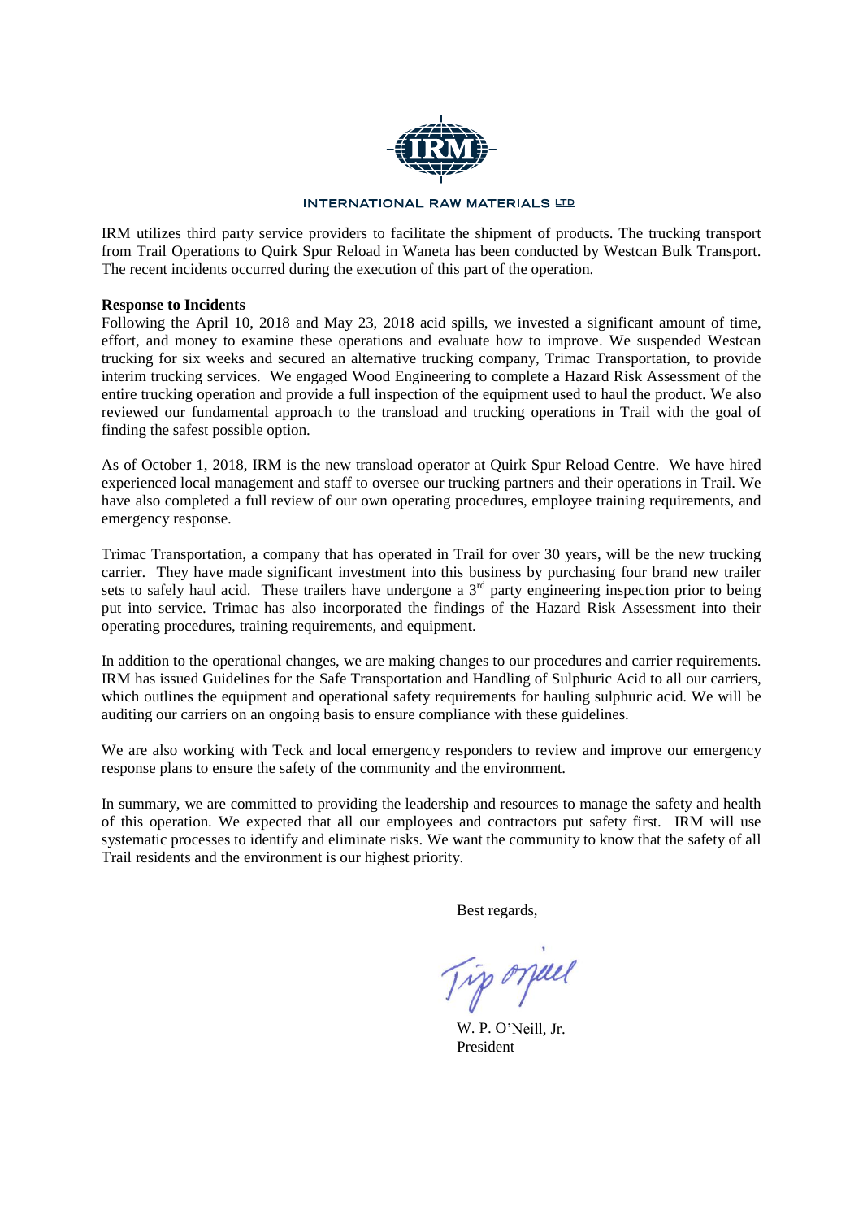INTERNATIONAL RAW MATERIALS LTD

IRM utilizes third party service providers to facilitate the shipment of products. The trucking transport from Trail Operations to Quirk Spur Reload in Waneta has been conducted by Westcan Bulk Transport. The recent incidents occurred during the execution of this part of the operation.

**Response to Incidents**

Following the April 10, 2018 and May 23, 2018 acid spills, we invested a significant amount of time, effort, and money to examine these operations and evaluate how to improve. We suspended Westcan trucking for six weeks and secured an alternative trucking company, Trimac Transportation, to provide interim trucking services. We engaged Wood Engineering to complete a Hazard Risk Assessment of the entire trucking operation and provide a full inspection of the equipment used to haul the product. We also reviewed our fundamental approach to the transload and trucking operations in Trail with the goal of finding the safest possible option.

As of October 1, 2018, IRM is the new transload operator at Quirk Spur Reload Centre. We have hired experienced local management and staff to oversee our trucking partners and their operations in Trail. We have also completed a full review of our own operating procedures, employee training requirements, and emergency response.

Trimac Transportation, a company that has operated in Trail for over 30 years, will be the new trucking carrier. They have made significant investment into this business by purchasing four brand new trailer sets to safely haul acid. These trailers have undergone a 3rd party engineering inspection prior to being put into service. Trimac has also incorporated the findings of the Hazard Risk Assessment into their operating procedures, training requirements, and equipment.

In addition to the operational changes, we are making changes to our procedures and carrier requirements. IRM has issued Guidelines for the Safe Transportation and Handling of Sulphuric Acid to all our carriers, which outlines the equipment and operational safety requirements for hauling sulphuric acid. We will be auditing our carriers on an ongoing basis to ensure compliance with these guidelines.

We are also working with Teck and local emergency responders to review and improve our emergency response plans to ensure the safety of the community and the environment.

In summary, we are committed to providing the leadership and resources to manage the safety and health of this operation. We expected that all our employees and contractors put safety first. IRM will use systematic processes to identify and eliminate risks. We want the community to know that the safety of all Trail residents and the environment is our highest priority.

Best regards,

W. P. O'Neill, Jr.
President